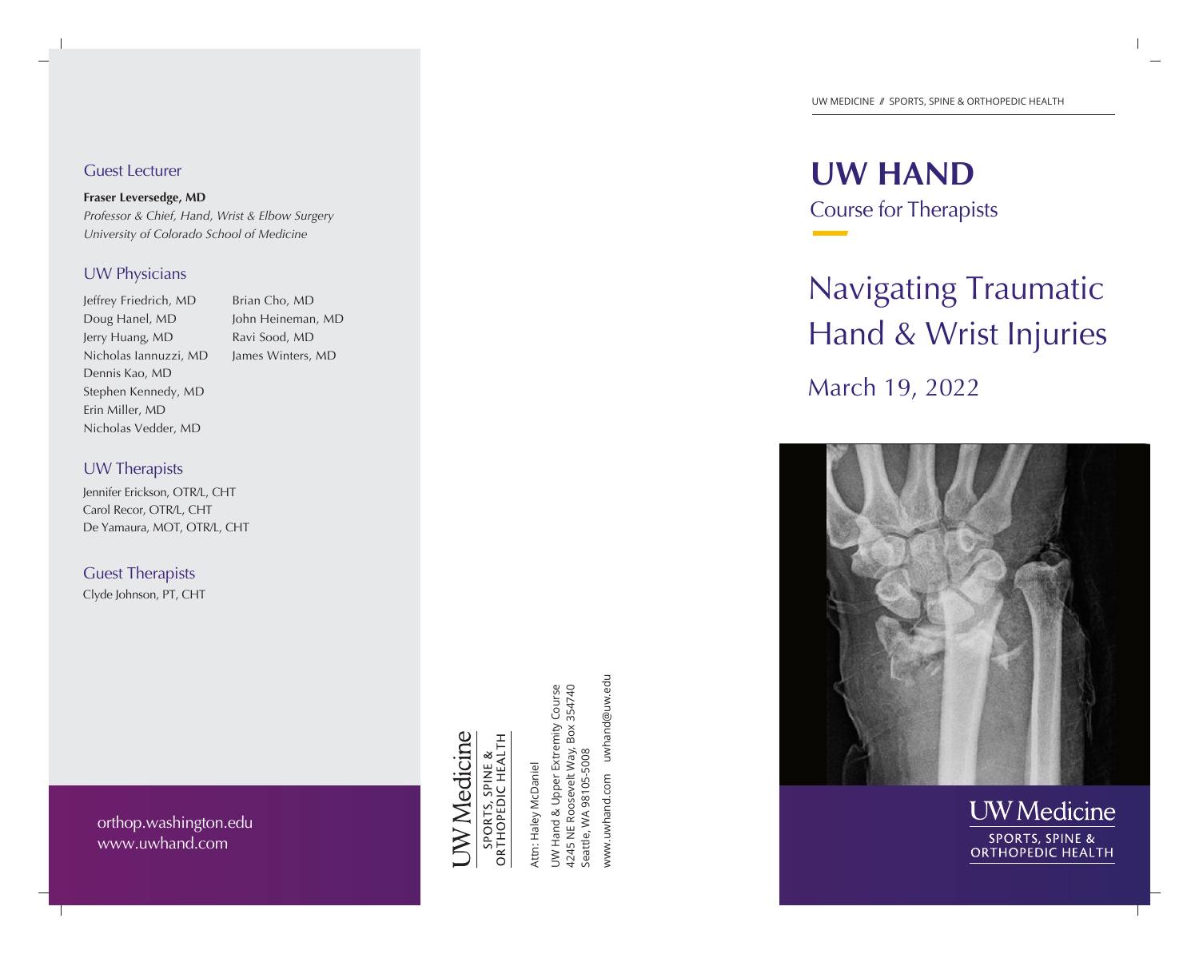## Guest Lecturer

**Fraser Leversedge, MD**
*Professor & Chief, Hand, Wrist & Elbow Surgery*
*University of Colorado School of Medicine*

## UW Physicians

Jeffrey Friedrich, MD
Doug Hanel, MD
Jerry Huang, MD
Nicholas Iannuzzi, MD
Dennis Kao, MD
Stephen Kennedy, MD
Erin Miller, MD
Nicholas Vedder, MD
Brian Cho, MD
John Heineman, MD
Ravi Sood, MD
James Winters, MD

## UW Therapists

Jennifer Erickson, OTR/L, CHT
Carol Recor, OTR/L, CHT
De Yamaura, MOT, OTR/L, CHT

## Guest Therapists

Clyde Johnson, PT, CHT

orthop.washington.edu
www.uwhand.com

UW Medicine
SPORTS, SPINE & ORTHOPEDIC HEALTH

Attn: Haley McDaniel
UW Hand & Upper Extremity Course
4245 NE Roosevelt Way, Box 354740
Seattle, WA 98105-5008
www.uwhand.com uwhand@uw.edu

UW MEDICINE // SPORTS, SPINE & ORTHOPEDIC HEALTH

# UW HAND

Course for Therapists

# Navigating Traumatic Hand & Wrist Injuries

March 19, 2022

UW Medicine
SPORTS, SPINE & ORTHOPEDIC HEALTH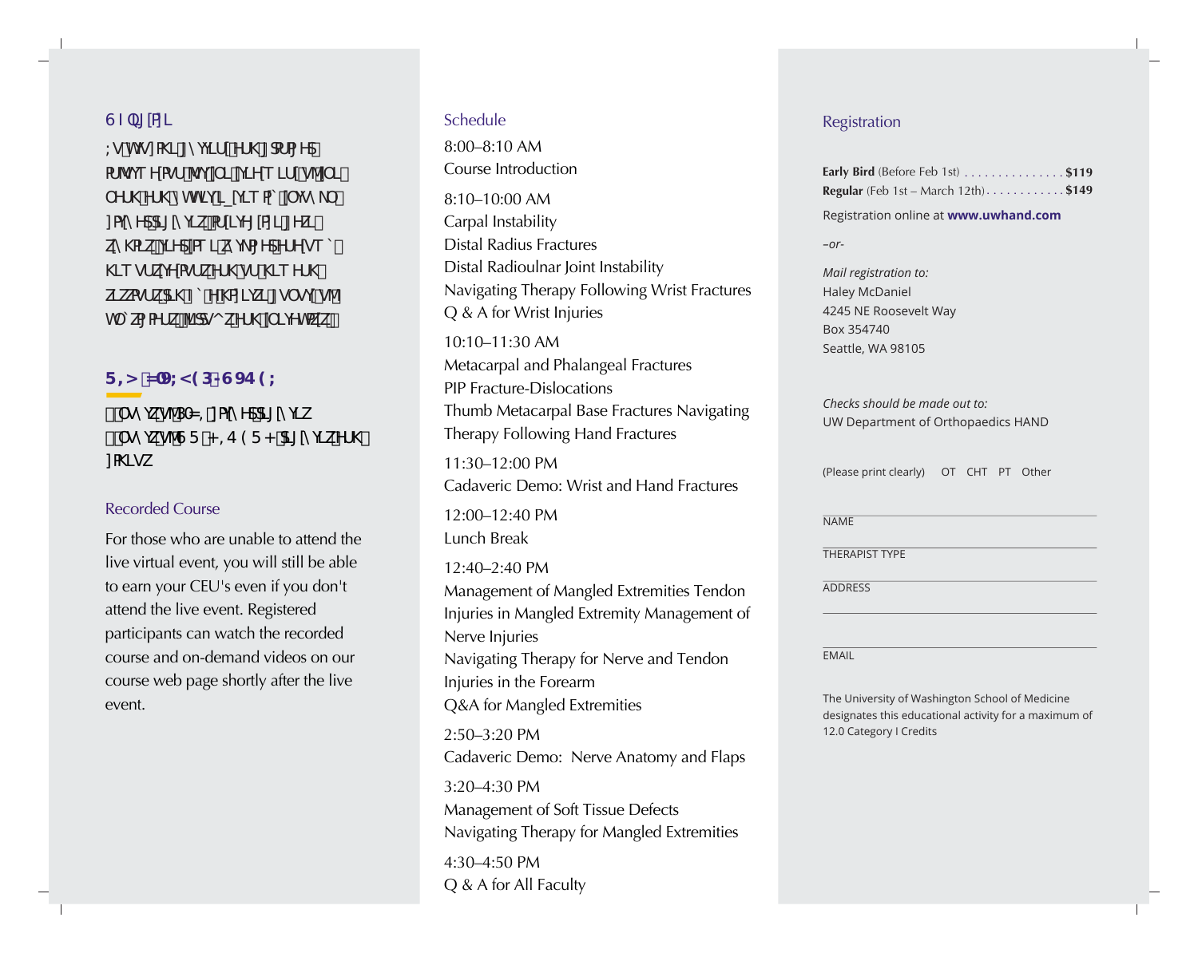## Objective

To provide current and clinical information to help the treatment of the hand and upper extremity through virtual lectures, theoretical case studies, treatment algorithms and anatomy demonstrations and on demand sessions led by a team of physicians, fellows and therapists.

## NEW VIRTUAL FORMAT

- hours of LIVE virtual lectures
- hours of ON-DEMAND lectures and videos

## Recorded Course

For those who are unable to attend the live virtual event, you will still be able to earn your CEU's even if you don't attend the live event. Registered participants can watch the recorded course and on-demand videos on our course web page shortly after the live event.

## Schedule

8:00–8:10 AM
Course Introduction

8:10–10:00 AM
Carpal Instability
Distal Radius Fractures
Distal Radioulnar Joint Instability
Navigating Therapy Following Wrist Fractures
Q & A for Wrist Injuries

10:10–11:30 AM
Metacarpal and Phalangeal Fractures
PIP Fracture-Dislocations
Thumb Metacarpal Base Fractures Navigating Therapy Following Hand Fractures

11:30–12:00 PM
Cadaveric Demo: Wrist and Hand Fractures

12:00–12:40 PM
Lunch Break

12:40–2:40 PM
Management of Mangled Extremities Tendon Injuries in Mangled Extremity Management of Nerve Injuries
Navigating Therapy for Nerve and Tendon Injuries in the Forearm
Q&A for Mangled Extremities

2:50–3:20 PM
Cadaveric Demo: Nerve Anatomy and Flaps

3:20–4:30 PM
Management of Soft Tissue Defects
Navigating Therapy for Mangled Extremities

4:30–4:50 PM
Q & A for All Faculty

## Registration

**Early Bird** (Before Feb 1st) . . . . . . . . . . . . . . . **$119**
**Regular** (Feb 1st – March 12th) . . . . . . . . . . . . **$149**

Registration online at **www.uwhand.com**

*–or-*

*Mail registration to:*
Haley McDaniel
4245 NE Roosevelt Way
Box 354740
Seattle, WA 98105

*Checks should be made out to:*
UW Department of Orthopaedics HAND

(Please print clearly) OT CHT PT Other

NAME

THERAPIST TYPE

ADDRESS

EMAIL

The University of Washington School of Medicine designates this educational activity for a maximum of 12.0 Category I Credits